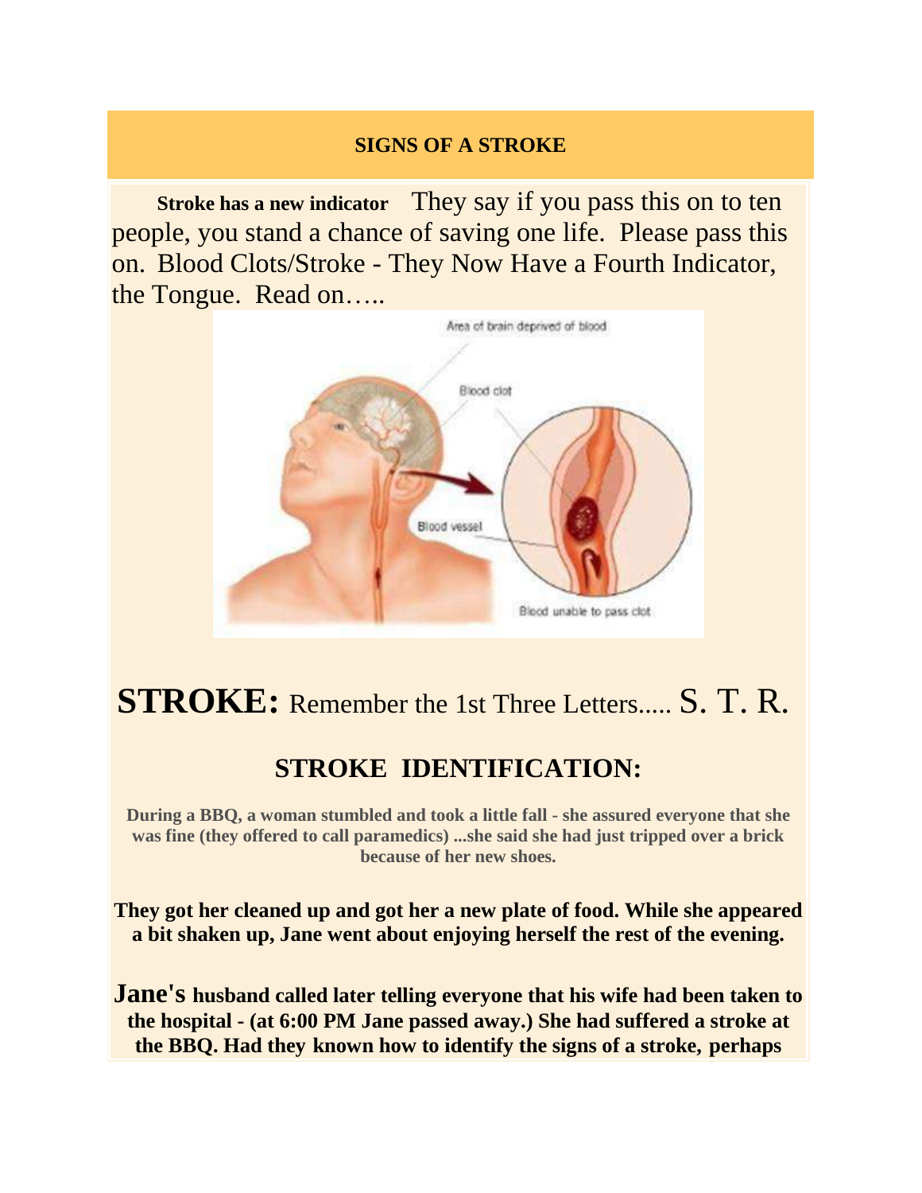## SIGNS OF A STROKE

**Stroke has a new indicator** They say if you pass this on to ten people, you stand a chance of saving one life. Please pass this on. Blood Clots/Stroke - They Now Have a Fourth Indicator, the Tongue. Read on…..

Area of brain deprived of blood

Blood clot

Blood vessel

Blood unable to pass clot

# **STROKE:** Remember the 1st Three Letters..... S. T. R.

## STROKE IDENTIFICATION:

**During a BBQ, a woman stumbled and took a little fall - she assured everyone that she was fine (they offered to call paramedics) ...she said she had just tripped over a brick because of her new shoes.**

**They got her cleaned up and got her a new plate of food. While she appeared a bit shaken up, Jane went about enjoying herself the rest of the evening.**

**Jane's husband called later telling everyone that his wife had been taken to the hospital - (at 6:00 PM Jane passed away.) She had suffered a stroke at the BBQ. Had they known how to identify the signs of a stroke, perhaps**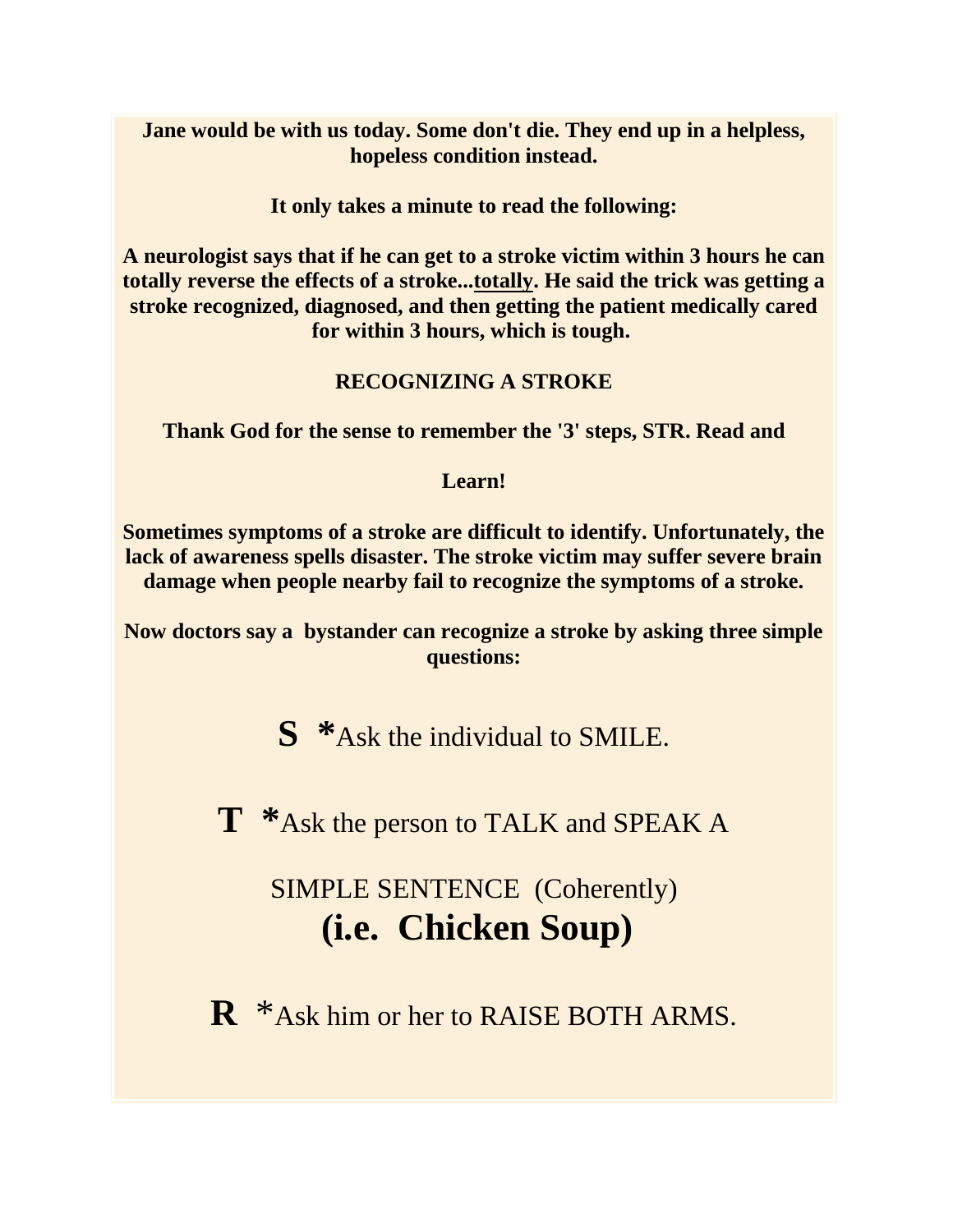**Jane would be with us today. Some don't die. They end up in a helpless, hopeless condition instead.**

**It only takes a minute to read the following:**

**A neurologist says that if he can get to a stroke victim within 3 hours he can totally reverse the effects of a stroke...<u>totally</u>. He said the trick was getting a stroke recognized, diagnosed, and then getting the patient medically cared for within 3 hours, which is tough.**

**RECOGNIZING A STROKE**

**Thank God for the sense to remember the '3' steps, STR. Read and**

**Learn!**

**Sometimes symptoms of a stroke are difficult to identify. Unfortunately, the lack of awareness spells disaster. The stroke victim may suffer severe brain damage when people nearby fail to recognize the symptoms of a stroke.**

**Now doctors say a bystander can recognize a stroke by asking three simple questions:**

**S** **\***Ask the individual to SMILE.

**T** **\***Ask the person to TALK and SPEAK A SIMPLE SENTENCE (Coherently) **(i.e. Chicken Soup)**

**R** *Ask him or her to RAISE BOTH ARMS.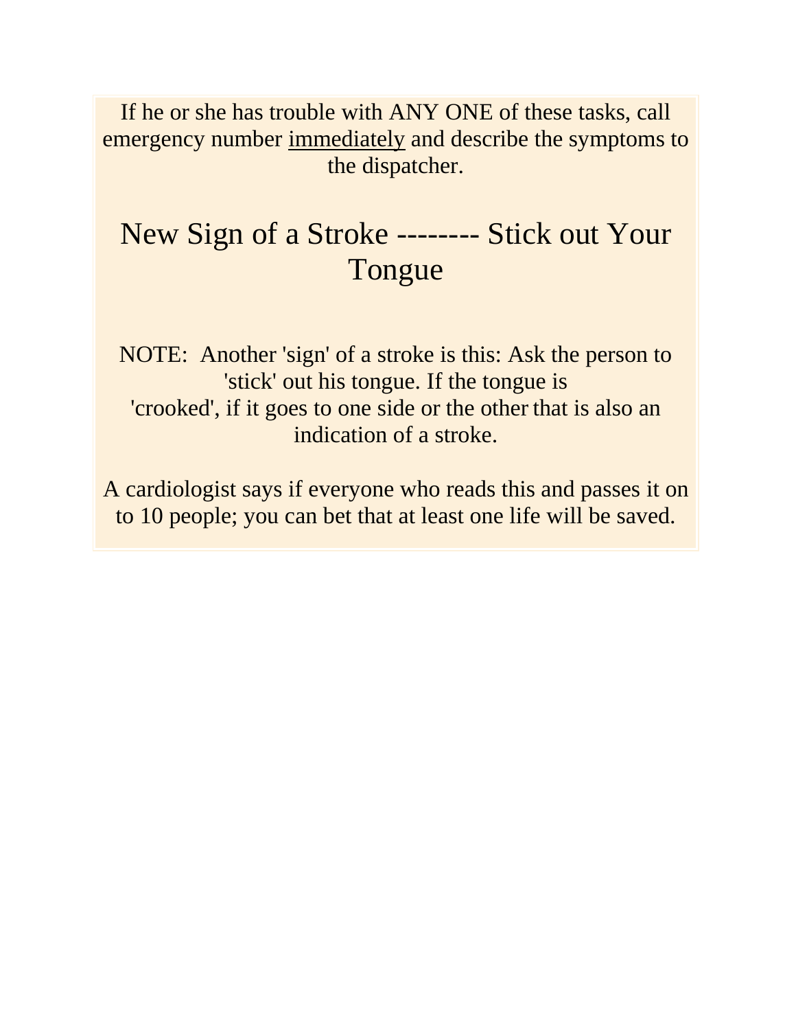If he or she has trouble with ANY ONE of these tasks, call emergency number <u>immediately</u> and describe the symptoms to the dispatcher.

## New Sign of a Stroke -------- Stick out Your Tongue

NOTE: Another 'sign' of a stroke is this: Ask the person to 'stick' out his tongue. If the tongue is 'crooked', if it goes to one side or the other that is also an indication of a stroke.

A cardiologist says if everyone who reads this and passes it on to 10 people; you can bet that at least one life will be saved.